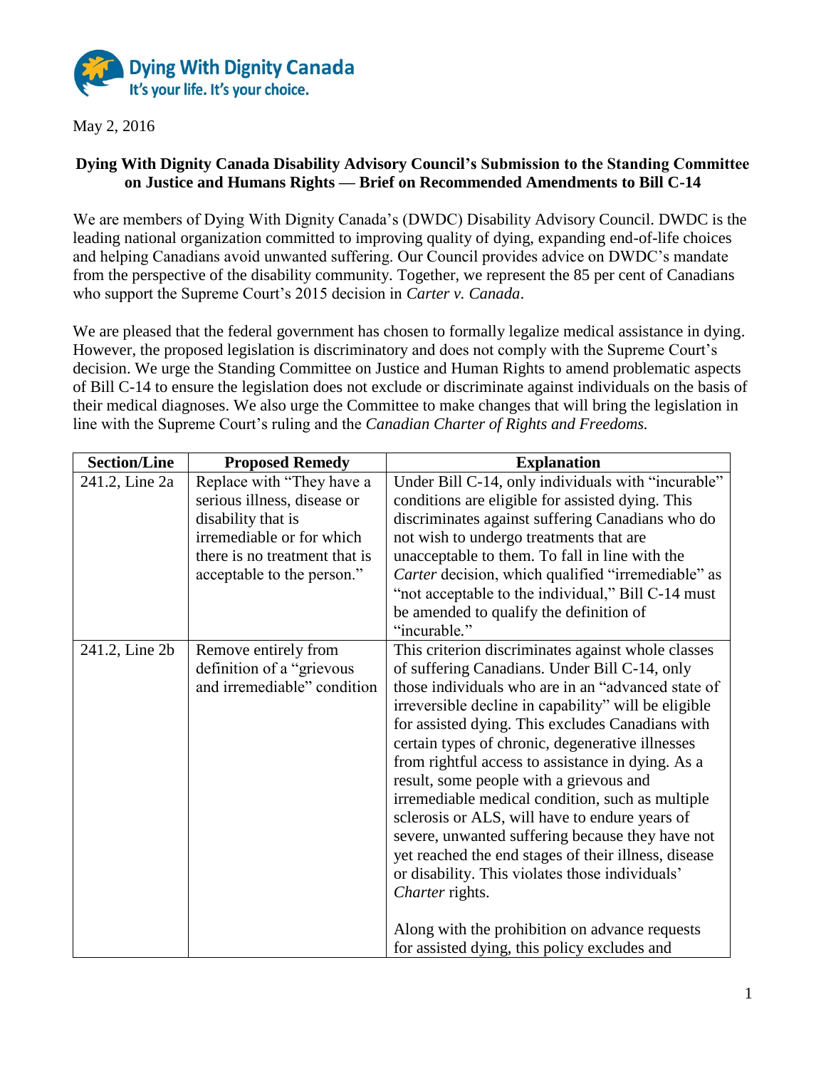Dying With Dignity Canada
It's your life. It's your choice.

May 2, 2016

**Dying With Dignity Canada Disability Advisory Council's Submission to the Standing Committee on Justice and Humans Rights — Brief on Recommended Amendments to Bill C-14**

We are members of Dying With Dignity Canada's (DWDC) Disability Advisory Council. DWDC is the leading national organization committed to improving quality of dying, expanding end-of-life choices and helping Canadians avoid unwanted suffering. Our Council provides advice on DWDC's mandate from the perspective of the disability community. Together, we represent the 85 per cent of Canadians who support the Supreme Court's 2015 decision in *Carter v. Canada*.

We are pleased that the federal government has chosen to formally legalize medical assistance in dying. However, the proposed legislation is discriminatory and does not comply with the Supreme Court's decision. We urge the Standing Committee on Justice and Human Rights to amend problematic aspects of Bill C-14 to ensure the legislation does not exclude or discriminate against individuals on the basis of their medical diagnoses. We also urge the Committee to make changes that will bring the legislation in line with the Supreme Court's ruling and the *Canadian Charter of Rights and Freedoms.*

| Section/Line | Proposed Remedy | Explanation |
| --- | --- | --- |
| 241.2, Line 2a | Replace with "They have a serious illness, disease or disability that is irremediable or for which there is no treatment that is acceptable to the person." | Under Bill C-14, only individuals with "incurable" conditions are eligible for assisted dying. This discriminates against suffering Canadians who do not wish to undergo treatments that are unacceptable to them. To fall in line with the *Carter* decision, which qualified "irremediable" as "not acceptable to the individual," Bill C-14 must be amended to qualify the definition of "incurable." |
| 241.2, Line 2b | Remove entirely from definition of a "grievous and irremediable" condition | This criterion discriminates against whole classes of suffering Canadians. Under Bill C-14, only those individuals who are in an "advanced state of irreversible decline in capability" will be eligible for assisted dying. This excludes Canadians with certain types of chronic, degenerative illnesses from rightful access to assistance in dying. As a result, some people with a grievous and irremediable medical condition, such as multiple sclerosis or ALS, will have to endure years of severe, unwanted suffering because they have not yet reached the end stages of their illness, disease or disability. This violates those individuals' *Charter* rights.<br><br>Along with the prohibition on advance requests for assisted dying, this policy excludes and |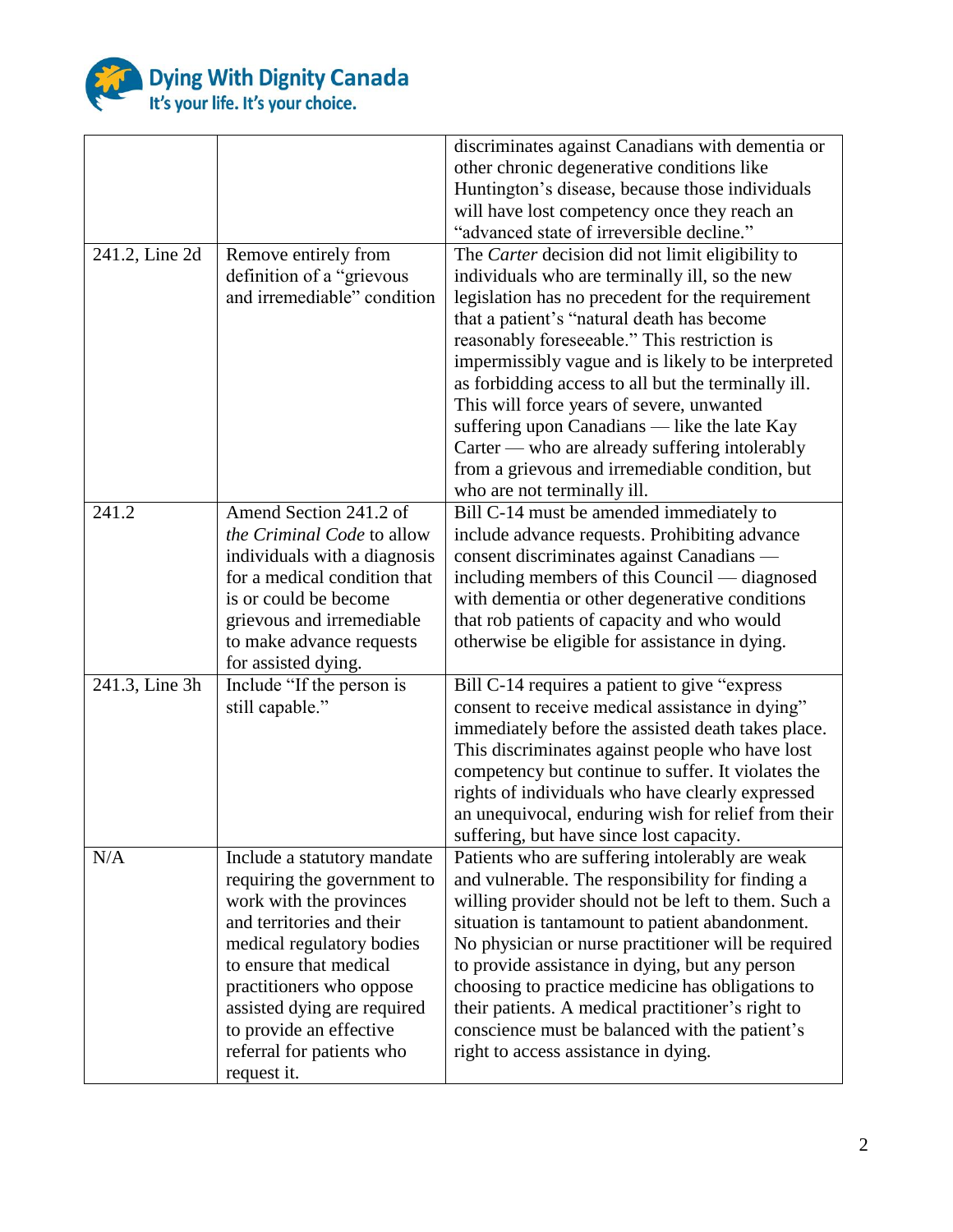![Dying With Dignity Canada logo]

**Dying With Dignity Canada**
It's your life. It's your choice.

| | | |
|---|---|---|
| | | discriminates against Canadians with dementia or other chronic degenerative conditions like Huntington's disease, because those individuals will have lost competency once they reach an "advanced state of irreversible decline." |
| 241.2, Line 2d | Remove entirely from definition of a "grievous and irremediable" condition | The *Carter* decision did not limit eligibility to individuals who are terminally ill, so the new legislation has no precedent for the requirement that a patient's "natural death has become reasonably foreseeable." This restriction is impermissibly vague and is likely to be interpreted as forbidding access to all but the terminally ill. This will force years of severe, unwanted suffering upon Canadians — like the late Kay Carter — who are already suffering intolerably from a grievous and irremediable condition, but who are not terminally ill. |
| 241.2 | Amend Section 241.2 of *the Criminal Code* to allow individuals with a diagnosis for a medical condition that is or could be become grievous and irremediable to make advance requests for assisted dying. | Bill C-14 must be amended immediately to include advance requests. Prohibiting advance consent discriminates against Canadians — including members of this Council — diagnosed with dementia or other degenerative conditions that rob patients of capacity and who would otherwise be eligible for assistance in dying. |
| 241.3, Line 3h | Include "If the person is still capable." | Bill C-14 requires a patient to give "express consent to receive medical assistance in dying" immediately before the assisted death takes place. This discriminates against people who have lost competency but continue to suffer. It violates the rights of individuals who have clearly expressed an unequivocal, enduring wish for relief from their suffering, but have since lost capacity. |
| N/A | Include a statutory mandate requiring the government to work with the provinces and territories and their medical regulatory bodies to ensure that medical practitioners who oppose assisted dying are required to provide an effective referral for patients who request it. | Patients who are suffering intolerably are weak and vulnerable. The responsibility for finding a willing provider should not be left to them. Such a situation is tantamount to patient abandonment. No physician or nurse practitioner will be required to provide assistance in dying, but any person choosing to practice medicine has obligations to their patients. A medical practitioner's right to conscience must be balanced with the patient's right to access assistance in dying. |